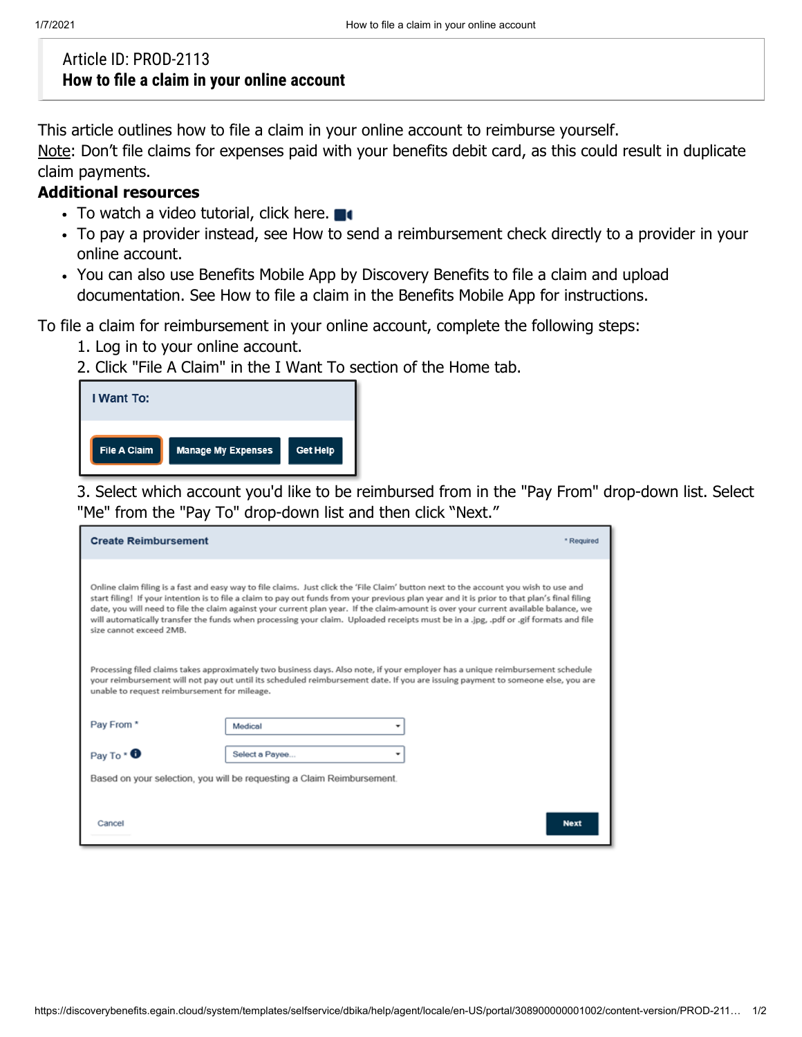Article ID: PROD-2113

# How to file a claim in your online account

This article outlines how to file a claim in your online account to reimburse yourself.
Note: Don't file claims for expenses paid with your benefits debit card, as this could result in duplicate claim payments.

**Additional resources**

- To watch a video tutorial, click here.
- To pay a provider instead, see How to send a reimbursement check directly to a provider in your online account.
- You can also use Benefits Mobile App by Discovery Benefits to file a claim and upload documentation. See How to file a claim in the Benefits Mobile App for instructions.

To file a claim for reimbursement in your online account, complete the following steps:

1. Log in to your online account.
2. Click "File A Claim" in the I Want To section of the Home tab.

**I Want To:**

File A Claim | Manage My Expenses | Get Help

3. Select which account you'd like to be reimbursed from in the "Pay From" drop-down list. Select "Me" from the "Pay To" drop-down list and then click "Next."

**Create Reimbursement** * Required

Online claim filing is a fast and easy way to file claims. Just click the 'File Claim' button next to the account you wish to use and start filing! If your intention is to file a claim to pay out funds from your previous plan year and it is prior to that plan's final filing date, you will need to file the claim against your current plan year. If the claim-amount is over your current available balance, we will automatically transfer the funds when processing your claim. Uploaded receipts must be in a .jpg, .pdf or .gif formats and file size cannot exceed 2MB.

Processing filed claims takes approximately two business days. Also note, if your employer has a unique reimbursement schedule your reimbursement will not pay out until its scheduled reimbursement date. If you are issuing payment to someone else, you are unable to request reimbursement for mileage.

Pay From * Medical

Pay To * Select a Payee...

Based on your selection, you will be requesting a Claim Reimbursement.

Cancel | Next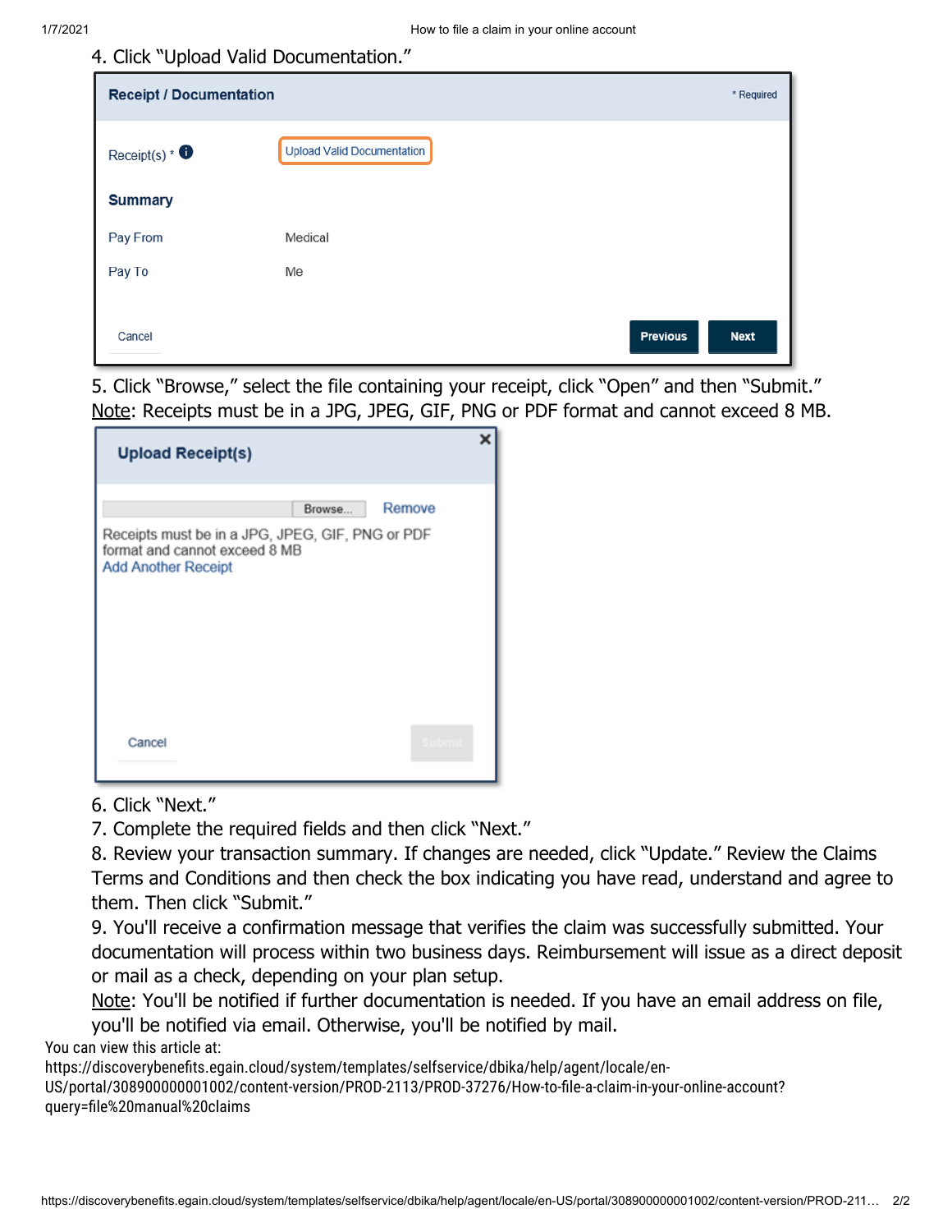4. Click "Upload Valid Documentation."

**Receipt / Documentation**

\* Required

Receipt(s) \*

Upload Valid Documentation

**Summary**

Pay From Medical

Pay To Me

Cancel

Previous Next

5. Click "Browse," select the file containing your receipt, click "Open" and then "Submit."

Note: Receipts must be in a JPG, JPEG, GIF, PNG or PDF format and cannot exceed 8 MB.

**Upload Receipt(s)**

Browse... Remove

Receipts must be in a JPG, JPEG, GIF, PNG or PDF format and cannot exceed 8 MB

Add Another Receipt

Cancel

Submit

6. Click "Next."
7. Complete the required fields and then click "Next."
8. Review your transaction summary. If changes are needed, click "Update." Review the Claims Terms and Conditions and then check the box indicating you have read, understand and agree to them. Then click "Submit."
9. You'll receive a confirmation message that verifies the claim was successfully submitted. Your documentation will process within two business days. Reimbursement will issue as a direct deposit or mail as a check, depending on your plan setup.

Note: You'll be notified if further documentation is needed. If you have an email address on file, you'll be notified via email. Otherwise, you'll be notified by mail.

You can view this article at:
https://discoverybenefits.egain.cloud/system/templates/selfservice/dbika/help/agent/locale/en-US/portal/308900000001002/content-version/PROD-2113/PROD-37276/How-to-file-a-claim-in-your-online-account?query=file%20manual%20claims